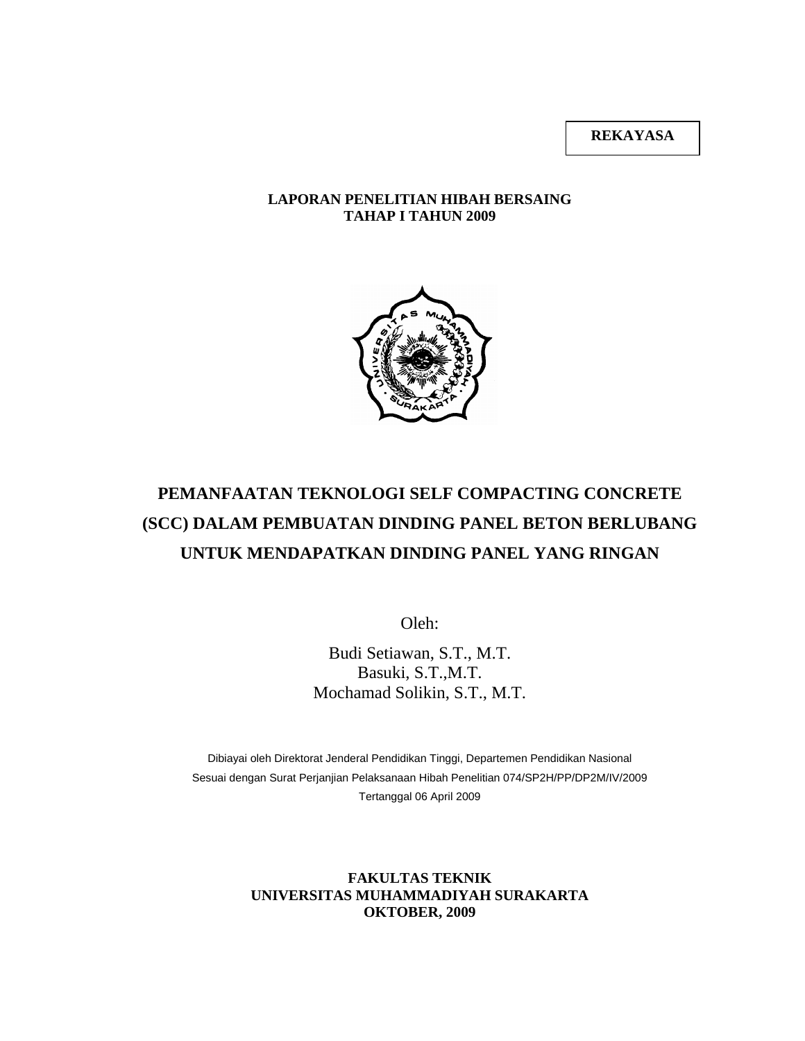**REKAYASA**

**LAPORAN PENELITIAN HIBAH BERSAING**
**TAHAP I TAHUN 2009**

# PEMANFAATAN TEKNOLOGI SELF COMPACTING CONCRETE (SCC) DALAM PEMBUATAN DINDING PANEL BETON BERLUBANG UNTUK MENDAPATKAN DINDING PANEL YANG RINGAN

Oleh:

Budi Setiawan, S.T., M.T.
Basuki, S.T.,M.T.
Mochamad Solikin, S.T., M.T.

Dibiayai oleh Direktorat Jenderal Pendidikan Tinggi, Departemen Pendidikan Nasional
Sesuai dengan Surat Perjanjian Pelaksanaan Hibah Penelitian 074/SP2H/PP/DP2M/IV/2009
Tertanggal 06 April 2009

**FAKULTAS TEKNIK**
**UNIVERSITAS MUHAMMADIYAH SURAKARTA**
**OKTOBER, 2009**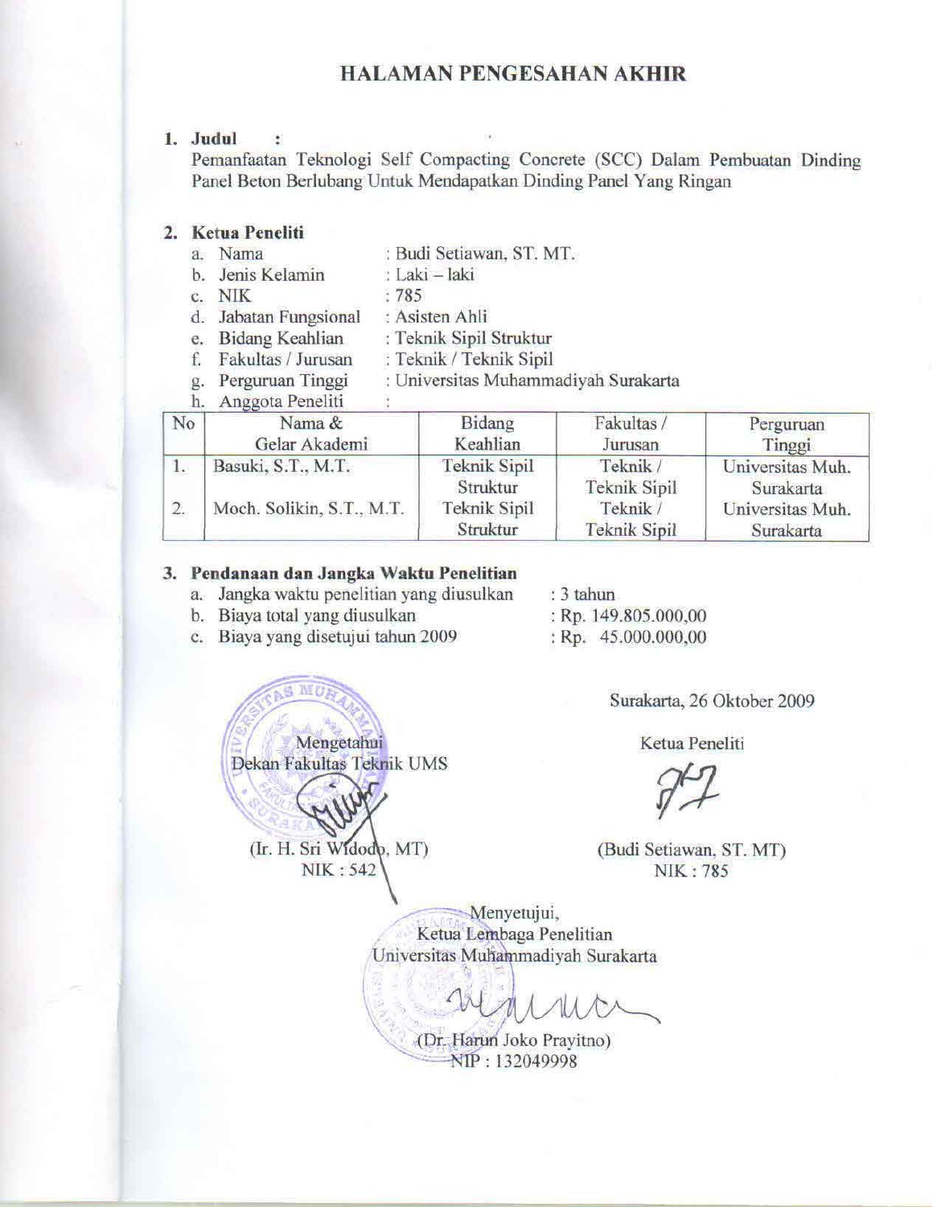# HALAMAN PENGESAHAN AKHIR

**1. Judul :**

Pemanfaatan Teknologi Self Compacting Concrete (SCC) Dalam Pembuatan Dinding Panel Beton Berlubang Untuk Mendapatkan Dinding Panel Yang Ringan

**2. Ketua Peneliti**

a. Nama : Budi Setiawan, ST. MT.
b. Jenis Kelamin : Laki – laki
c. NIK : 785
d. Jabatan Fungsional : Asisten Ahli
e. Bidang Keahlian : Teknik Sipil Struktur
f. Fakultas / Jurusan : Teknik / Teknik Sipil
g. Perguruan Tinggi : Universitas Muhammadiyah Surakarta
h. Anggota Peneliti :

| No | Nama & Gelar Akademi | Bidang Keahlian | Fakultas / Jurusan | Perguruan Tinggi |
|---|---|---|---|---|
| 1. | Basuki, S.T., M.T. | Teknik Sipil Struktur | Teknik / Teknik Sipil | Universitas Muh. Surakarta |
| 2. | Moch. Solikin, S.T., M.T. | Teknik Sipil Struktur | Teknik / Teknik Sipil | Universitas Muh. Surakarta |

**3. Pendanaan dan Jangka Waktu Penelitian**

a. Jangka waktu penelitian yang diusulkan : 3 tahun
b. Biaya total yang diusulkan : Rp. 149.805.000,00
c. Biaya yang disetujui tahun 2009 : Rp. 45.000.000,00

Surakarta, 26 Oktober 2009

Mengetahui
Dekan Fakultas Teknik UMS

(Ir. H. Sri Widodo, MT)
NIK : 542

Ketua Peneliti

(Budi Setiawan, ST. MT)
NIK : 785

Menyetujui,
Ketua Lembaga Penelitian
Universitas Muhammadiyah Surakarta

(Dr. Harun Joko Prayitno)
NIP : 132049998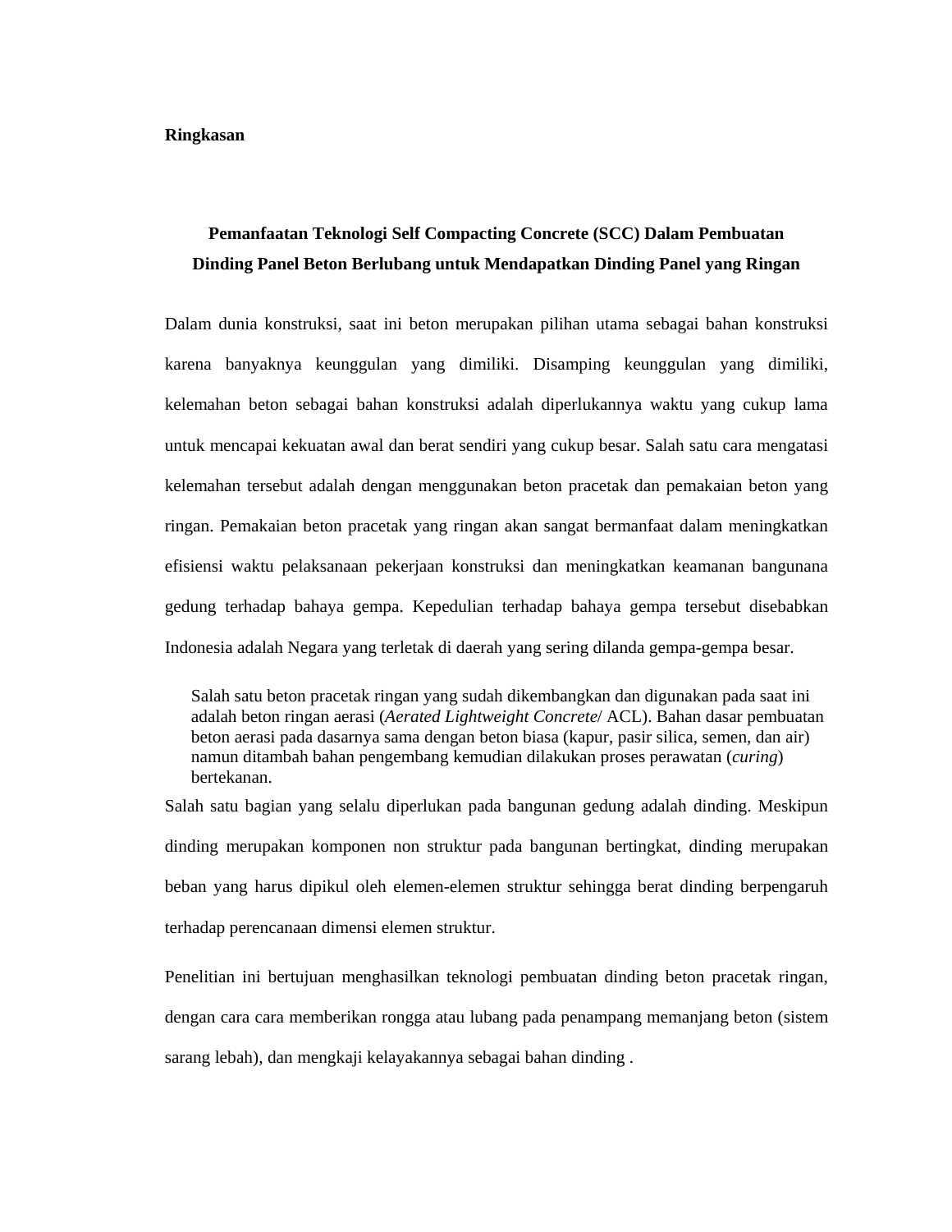**Ringkasan**

**Pemanfaatan Teknologi Self Compacting Concrete (SCC) Dalam Pembuatan Dinding Panel Beton Berlubang untuk Mendapatkan Dinding Panel yang Ringan**

Dalam dunia konstruksi, saat ini beton merupakan pilihan utama sebagai bahan konstruksi karena banyaknya keunggulan yang dimiliki. Disamping keunggulan yang dimiliki, kelemahan beton sebagai bahan konstruksi adalah diperlukannya waktu yang cukup lama untuk mencapai kekuatan awal dan berat sendiri yang cukup besar. Salah satu cara mengatasi kelemahan tersebut adalah dengan menggunakan beton pracetak dan pemakaian beton yang ringan. Pemakaian beton pracetak yang ringan akan sangat bermanfaat dalam meningkatkan efisiensi waktu pelaksanaan pekerjaan konstruksi dan meningkatkan keamanan bangunana gedung terhadap bahaya gempa. Kepedulian terhadap bahaya gempa tersebut disebabkan Indonesia adalah Negara yang terletak di daerah yang sering dilanda gempa-gempa besar.

> Salah satu beton pracetak ringan yang sudah dikembangkan dan digunakan pada saat ini adalah beton ringan aerasi (*Aerated Lightweight Concrete*/ ACL). Bahan dasar pembuatan beton aerasi pada dasarnya sama dengan beton biasa (kapur, pasir silica, semen, dan air) namun ditambah bahan pengembang kemudian dilakukan proses perawatan (*curing*) bertekanan.

Salah satu bagian yang selalu diperlukan pada bangunan gedung adalah dinding. Meskipun dinding merupakan komponen non struktur pada bangunan bertingkat, dinding merupakan beban yang harus dipikul oleh elemen-elemen struktur sehingga berat dinding berpengaruh terhadap perencanaan dimensi elemen struktur.

Penelitian ini bertujuan menghasilkan teknologi pembuatan dinding beton pracetak ringan, dengan cara cara memberikan rongga atau lubang pada penampang memanjang beton (sistem sarang lebah), dan mengkaji kelayakannya sebagai bahan dinding .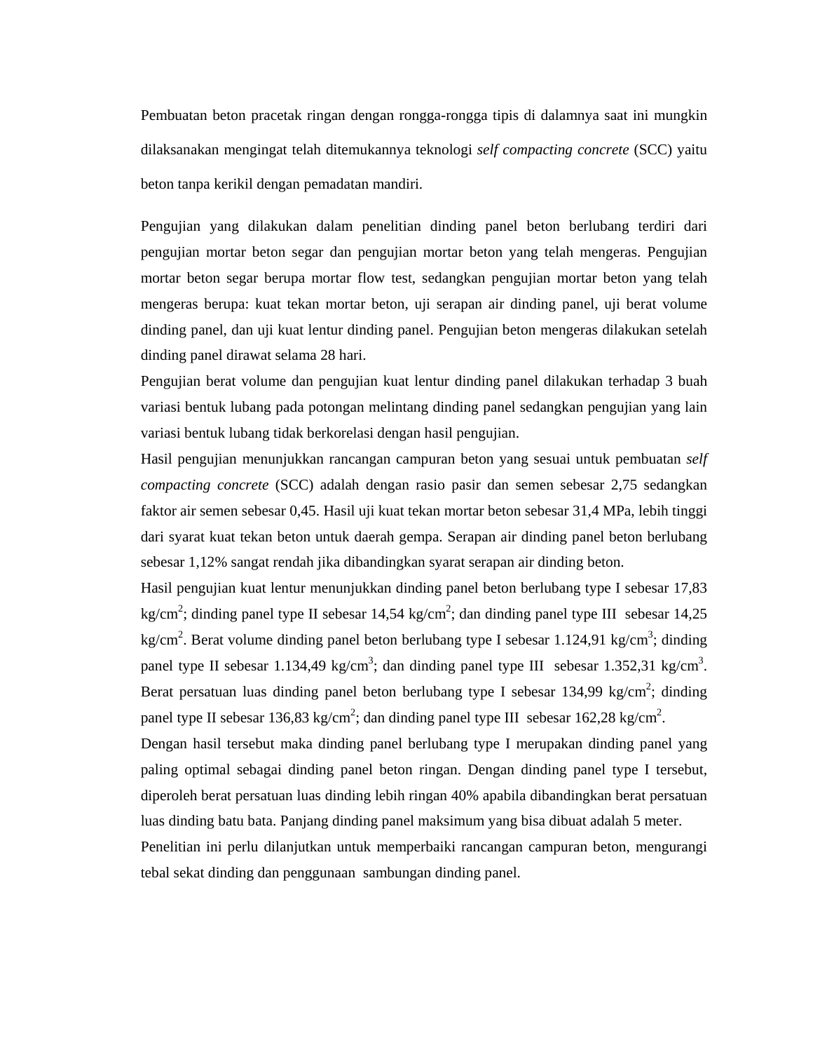Pembuatan beton pracetak ringan dengan rongga-rongga tipis di dalamnya saat ini mungkin dilaksanakan mengingat telah ditemukannya teknologi *self compacting concrete* (SCC) yaitu beton tanpa kerikil dengan pemadatan mandiri.

Pengujian yang dilakukan dalam penelitian dinding panel beton berlubang terdiri dari pengujian mortar beton segar dan pengujian mortar beton yang telah mengeras. Pengujian mortar beton segar berupa mortar flow test, sedangkan pengujian mortar beton yang telah mengeras berupa: kuat tekan mortar beton, uji serapan air dinding panel, uji berat volume dinding panel, dan uji kuat lentur dinding panel. Pengujian beton mengeras dilakukan setelah dinding panel dirawat selama 28 hari.

Pengujian berat volume dan pengujian kuat lentur dinding panel dilakukan terhadap 3 buah variasi bentuk lubang pada potongan melintang dinding panel sedangkan pengujian yang lain variasi bentuk lubang tidak berkorelasi dengan hasil pengujian.

Hasil pengujian menunjukkan rancangan campuran beton yang sesuai untuk pembuatan *self compacting concrete* (SCC) adalah dengan rasio pasir dan semen sebesar 2,75 sedangkan faktor air semen sebesar 0,45. Hasil uji kuat tekan mortar beton sebesar 31,4 MPa, lebih tinggi dari syarat kuat tekan beton untuk daerah gempa. Serapan air dinding panel beton berlubang sebesar 1,12% sangat rendah jika dibandingkan syarat serapan air dinding beton.

Hasil pengujian kuat lentur menunjukkan dinding panel beton berlubang type I sebesar 17,83 kg/cm$^2$; dinding panel type II sebesar 14,54 kg/cm$^2$; dan dinding panel type III sebesar 14,25 kg/cm$^2$. Berat volume dinding panel beton berlubang type I sebesar 1.124,91 kg/cm$^3$; dinding panel type II sebesar 1.134,49 kg/cm$^3$; dan dinding panel type III sebesar 1.352,31 kg/cm$^3$. Berat persatuan luas dinding panel beton berlubang type I sebesar 134,99 kg/cm$^2$; dinding panel type II sebesar 136,83 kg/cm$^2$; dan dinding panel type III sebesar 162,28 kg/cm$^2$.

Dengan hasil tersebut maka dinding panel berlubang type I merupakan dinding panel yang paling optimal sebagai dinding panel beton ringan. Dengan dinding panel type I tersebut, diperoleh berat persatuan luas dinding lebih ringan 40% apabila dibandingkan berat persatuan luas dinding batu bata. Panjang dinding panel maksimum yang bisa dibuat adalah 5 meter.

Penelitian ini perlu dilanjutkan untuk memperbaiki rancangan campuran beton, mengurangi tebal sekat dinding dan penggunaan sambungan dinding panel.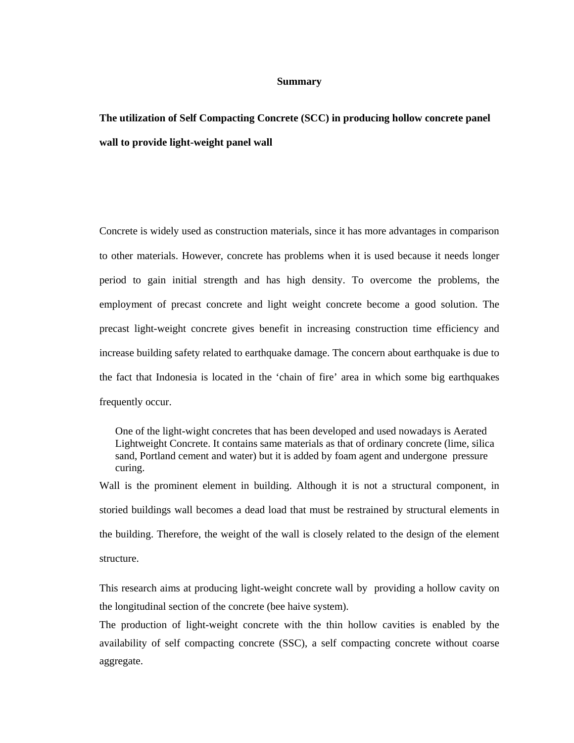# Summary

**The utilization of Self Compacting Concrete (SCC) in producing hollow concrete panel wall to provide light-weight panel wall**

Concrete is widely used as construction materials, since it has more advantages in comparison to other materials. However, concrete has problems when it is used because it needs longer period to gain initial strength and has high density. To overcome the problems, the employment of precast concrete and light weight concrete become a good solution. The precast light-weight concrete gives benefit in increasing construction time efficiency and increase building safety related to earthquake damage. The concern about earthquake is due to the fact that Indonesia is located in the 'chain of fire' area in which some big earthquakes frequently occur.

> One of the light-wight concretes that has been developed and used nowadays is Aerated Lightweight Concrete. It contains same materials as that of ordinary concrete (lime, silica sand, Portland cement and water) but it is added by foam agent and undergone pressure curing.

Wall is the prominent element in building. Although it is not a structural component, in storied buildings wall becomes a dead load that must be restrained by structural elements in the building. Therefore, the weight of the wall is closely related to the design of the element structure.

This research aims at producing light-weight concrete wall by providing a hollow cavity on the longitudinal section of the concrete (bee haive system).

The production of light-weight concrete with the thin hollow cavities is enabled by the availability of self compacting concrete (SSC), a self compacting concrete without coarse aggregate.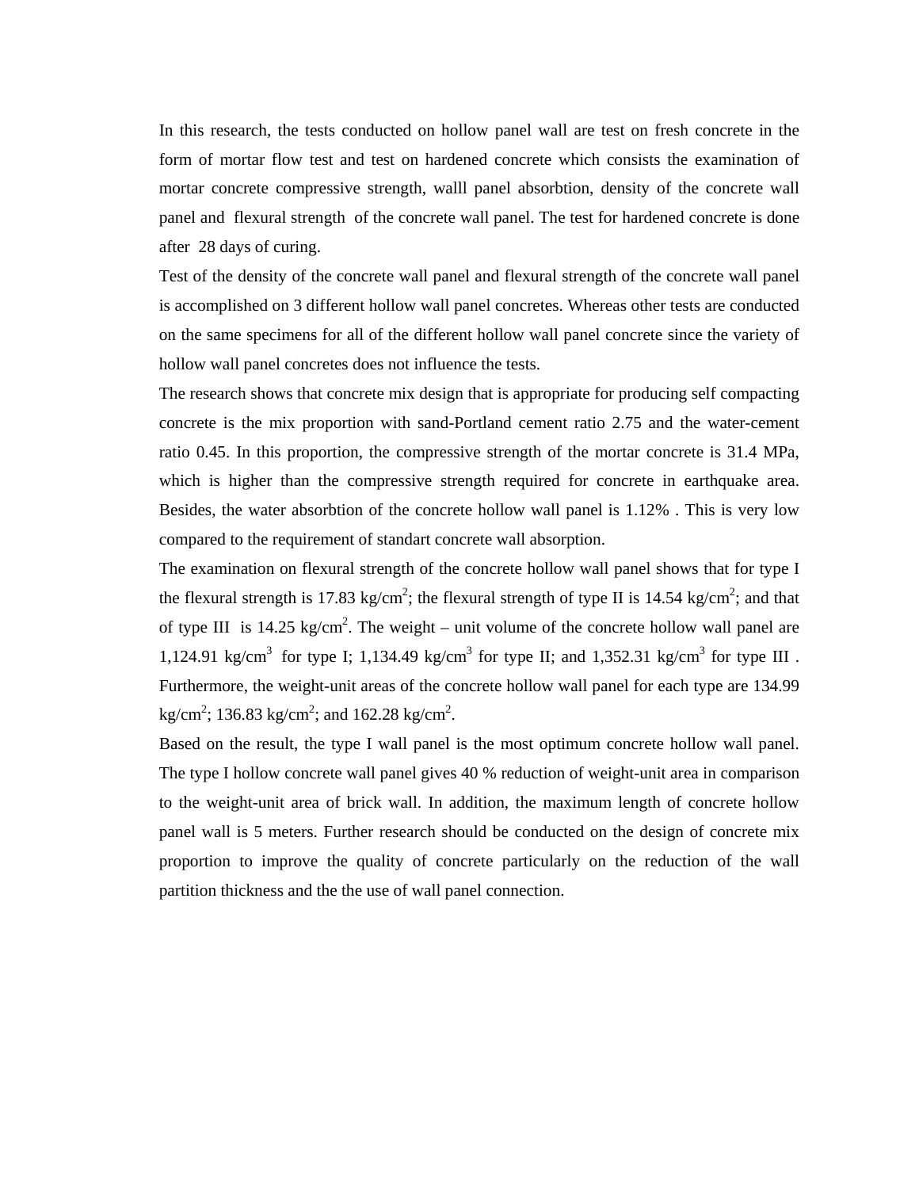In this research, the tests conducted on hollow panel wall are test on fresh concrete in the form of mortar flow test and test on hardened concrete which consists the examination of mortar concrete compressive strength, walll panel absorbtion, density of the concrete wall panel and flexural strength of the concrete wall panel. The test for hardened concrete is done after 28 days of curing.

Test of the density of the concrete wall panel and flexural strength of the concrete wall panel is accomplished on 3 different hollow wall panel concretes. Whereas other tests are conducted on the same specimens for all of the different hollow wall panel concrete since the variety of hollow wall panel concretes does not influence the tests.

The research shows that concrete mix design that is appropriate for producing self compacting concrete is the mix proportion with sand-Portland cement ratio 2.75 and the water-cement ratio 0.45. In this proportion, the compressive strength of the mortar concrete is 31.4 MPa, which is higher than the compressive strength required for concrete in earthquake area. Besides, the water absorbtion of the concrete hollow wall panel is 1.12% . This is very low compared to the requirement of standart concrete wall absorption.

The examination on flexural strength of the concrete hollow wall panel shows that for type I the flexural strength is 17.83 kg/cm$^2$; the flexural strength of type II is 14.54 kg/cm$^2$; and that of type III is 14.25 kg/cm$^2$. The weight – unit volume of the concrete hollow wall panel are 1,124.91 kg/cm$^3$ for type I; 1,134.49 kg/cm$^3$ for type II; and 1,352.31 kg/cm$^3$ for type III . Furthermore, the weight-unit areas of the concrete hollow wall panel for each type are 134.99 kg/cm$^2$; 136.83 kg/cm$^2$; and 162.28 kg/cm$^2$.

Based on the result, the type I wall panel is the most optimum concrete hollow wall panel. The type I hollow concrete wall panel gives 40 % reduction of weight-unit area in comparison to the weight-unit area of brick wall. In addition, the maximum length of concrete hollow panel wall is 5 meters. Further research should be conducted on the design of concrete mix proportion to improve the quality of concrete particularly on the reduction of the wall partition thickness and the the use of wall panel connection.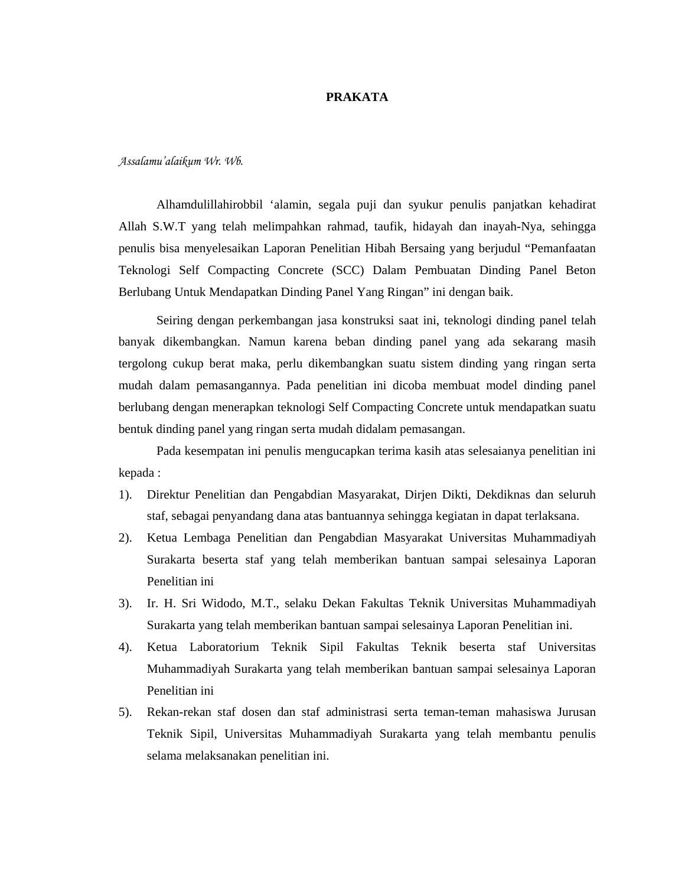# PRAKATA

*Assalamu'alaikum Wr. Wb.*

Alhamdulillahirobbil 'alamin, segala puji dan syukur penulis panjatkan kehadirat Allah S.W.T yang telah melimpahkan rahmad, taufik, hidayah dan inayah-Nya, sehingga penulis bisa menyelesaikan Laporan Penelitian Hibah Bersaing yang berjudul "Pemanfaatan Teknologi Self Compacting Concrete (SCC) Dalam Pembuatan Dinding Panel Beton Berlubang Untuk Mendapatkan Dinding Panel Yang Ringan" ini dengan baik.

Seiring dengan perkembangan jasa konstruksi saat ini, teknologi dinding panel telah banyak dikembangkan. Namun karena beban dinding panel yang ada sekarang masih tergolong cukup berat maka, perlu dikembangkan suatu sistem dinding yang ringan serta mudah dalam pemasangannya. Pada penelitian ini dicoba membuat model dinding panel berlubang dengan menerapkan teknologi Self Compacting Concrete untuk mendapatkan suatu bentuk dinding panel yang ringan serta mudah didalam pemasangan.

Pada kesempatan ini penulis mengucapkan terima kasih atas selesaianya penelitian ini kepada :

1). Direktur Penelitian dan Pengabdian Masyarakat, Dirjen Dikti, Dekdiknas dan seluruh staf, sebagai penyandang dana atas bantuannya sehingga kegiatan in dapat terlaksana.
2). Ketua Lembaga Penelitian dan Pengabdian Masyarakat Universitas Muhammadiyah Surakarta beserta staf yang telah memberikan bantuan sampai selesainya Laporan Penelitian ini
3). Ir. H. Sri Widodo, M.T., selaku Dekan Fakultas Teknik Universitas Muhammadiyah Surakarta yang telah memberikan bantuan sampai selesainya Laporan Penelitian ini.
4). Ketua Laboratorium Teknik Sipil Fakultas Teknik beserta staf Universitas Muhammadiyah Surakarta yang telah memberikan bantuan sampai selesainya Laporan Penelitian ini
5). Rekan-rekan staf dosen dan staf administrasi serta teman-teman mahasiswa Jurusan Teknik Sipil, Universitas Muhammadiyah Surakarta yang telah membantu penulis selama melaksanakan penelitian ini.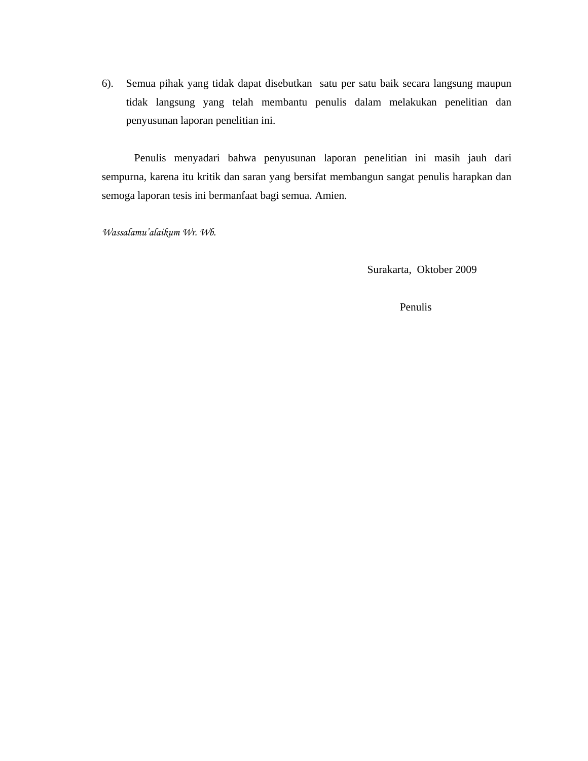6). Semua pihak yang tidak dapat disebutkan satu per satu baik secara langsung maupun tidak langsung yang telah membantu penulis dalam melakukan penelitian dan penyusunan laporan penelitian ini.

Penulis menyadari bahwa penyusunan laporan penelitian ini masih jauh dari sempurna, karena itu kritik dan saran yang bersifat membangun sangat penulis harapkan dan semoga laporan tesis ini bermanfaat bagi semua. Amien.

*Wassalamu'alaikum Wr. Wb.*

Surakarta, Oktober 2009

Penulis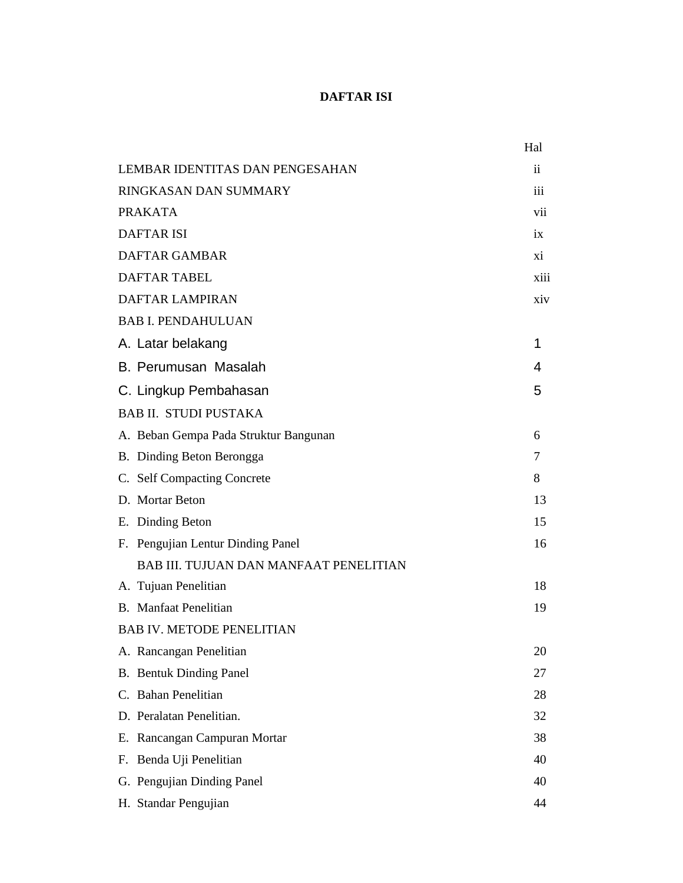# DAFTAR ISI

| | Hal |
|---|---|
| LEMBAR IDENTITAS DAN PENGESAHAN | ii |
| RINGKASAN DAN SUMMARY | iii |
| PRAKATA | vii |
| DAFTAR ISI | ix |
| DAFTAR GAMBAR | xi |
| DAFTAR TABEL | xiii |
| DAFTAR LAMPIRAN | xiv |
| BAB I. PENDAHULUAN | |
| A. Latar belakang | 1 |
| B. Perumusan Masalah | 4 |
| C. Lingkup Pembahasan | 5 |
| BAB II. STUDI PUSTAKA | |
| A. Beban Gempa Pada Struktur Bangunan | 6 |
| B. Dinding Beton Berongga | 7 |
| C. Self Compacting Concrete | 8 |
| D. Mortar Beton | 13 |
| E. Dinding Beton | 15 |
| F. Pengujian Lentur Dinding Panel | 16 |
| BAB III. TUJUAN DAN MANFAAT PENELITIAN | |
| A. Tujuan Penelitian | 18 |
| B. Manfaat Penelitian | 19 |
| BAB IV. METODE PENELITIAN | |
| A. Rancangan Penelitian | 20 |
| B. Bentuk Dinding Panel | 27 |
| C. Bahan Penelitian | 28 |
| D. Peralatan Penelitian. | 32 |
| E. Rancangan Campuran Mortar | 38 |
| F. Benda Uji Penelitian | 40 |
| G. Pengujian Dinding Panel | 40 |
| H. Standar Pengujian | 44 |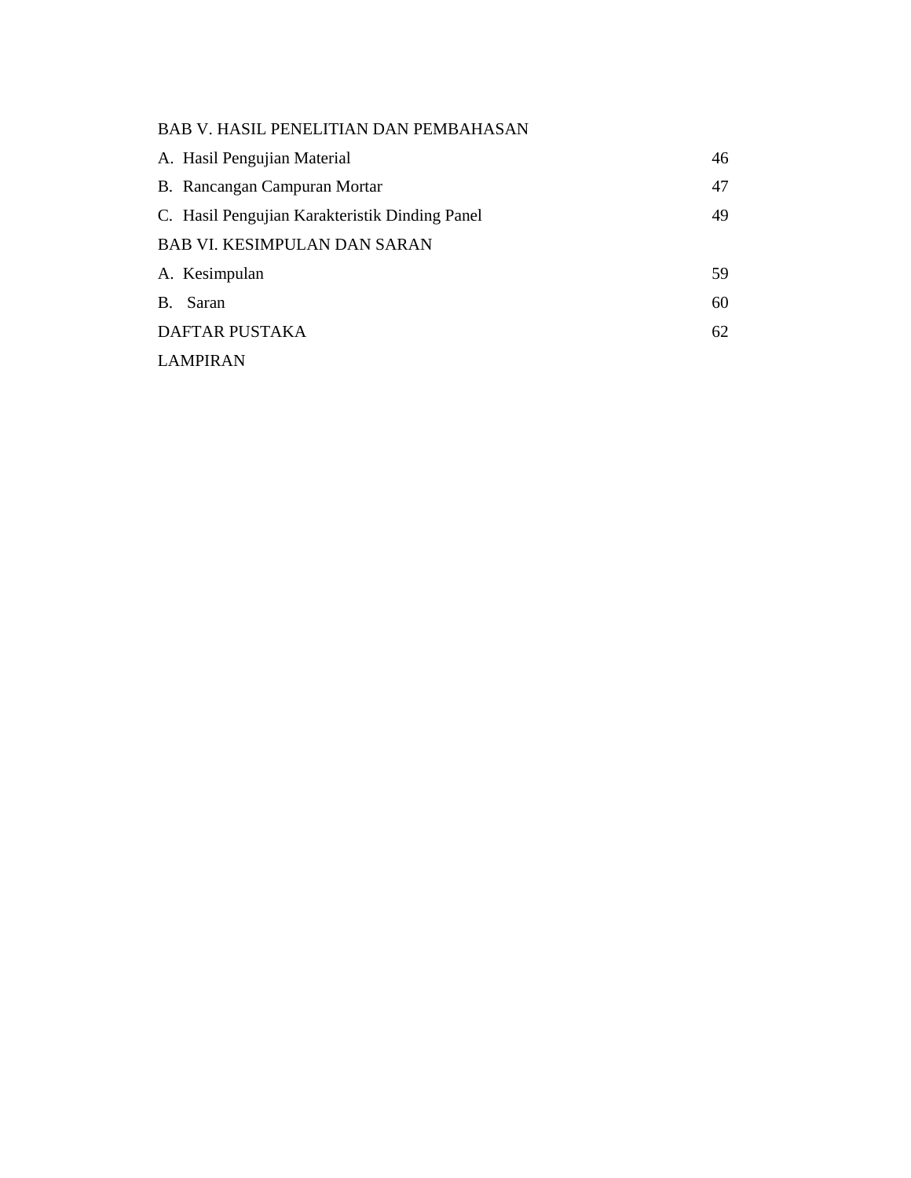BAB V. HASIL PENELITIAN DAN PEMBAHASAN

A. Hasil Pengujian Material 46

B. Rancangan Campuran Mortar 47

C. Hasil Pengujian Karakteristik Dinding Panel 49

BAB VI. KESIMPULAN DAN SARAN

A. Kesimpulan 59

B. Saran 60

DAFTAR PUSTAKA 62

LAMPIRAN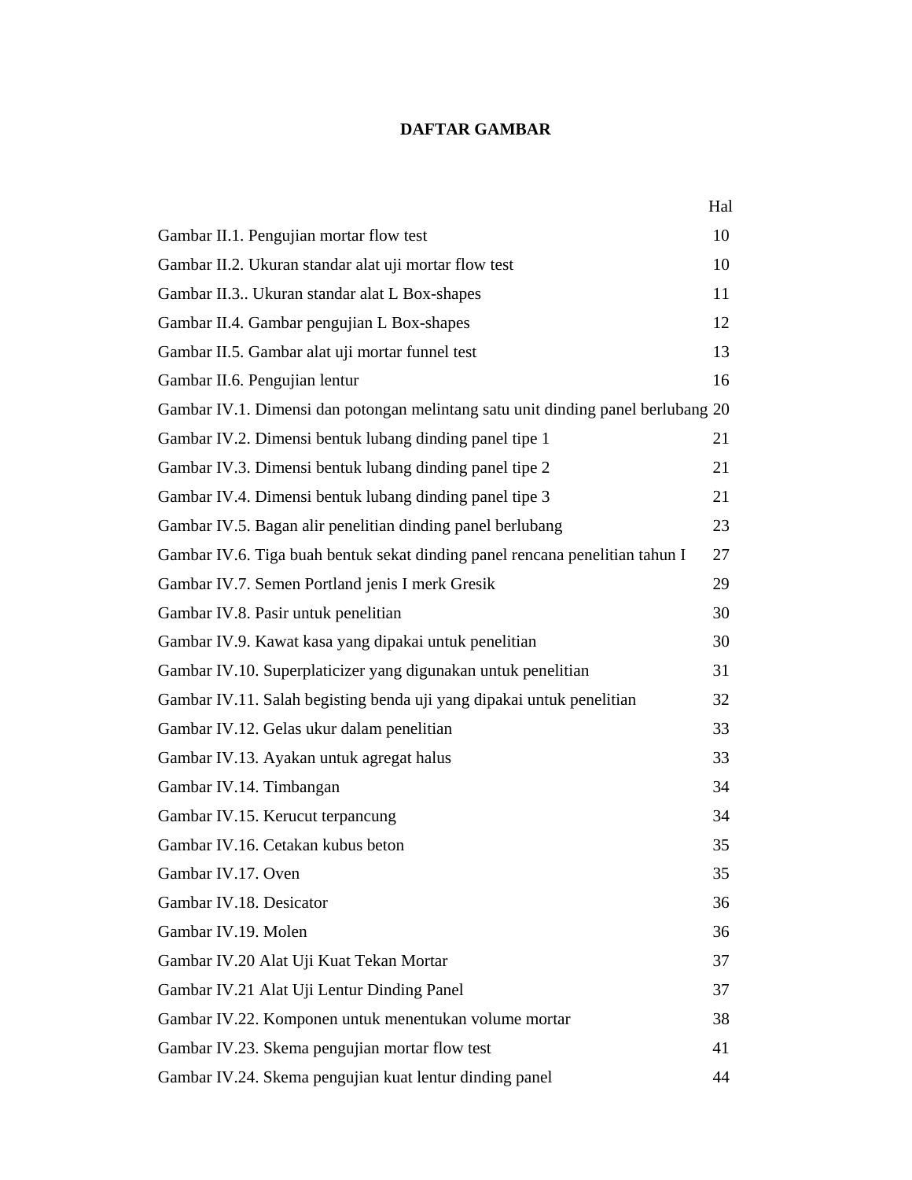# DAFTAR GAMBAR

| | Hal |
|---|---|
| Gambar II.1. Pengujian mortar flow test | 10 |
| Gambar II.2. Ukuran standar alat uji mortar flow test | 10 |
| Gambar II.3.. Ukuran standar alat L Box-shapes | 11 |
| Gambar II.4. Gambar pengujian L Box-shapes | 12 |
| Gambar II.5. Gambar alat uji mortar funnel test | 13 |
| Gambar II.6. Pengujian lentur | 16 |
| Gambar IV.1. Dimensi dan potongan melintang satu unit dinding panel berlubang | 20 |
| Gambar IV.2. Dimensi bentuk lubang dinding panel tipe 1 | 21 |
| Gambar IV.3. Dimensi bentuk lubang dinding panel tipe 2 | 21 |
| Gambar IV.4. Dimensi bentuk lubang dinding panel tipe 3 | 21 |
| Gambar IV.5. Bagan alir penelitian dinding panel berlubang | 23 |
| Gambar IV.6. Tiga buah bentuk sekat dinding panel rencana penelitian tahun I | 27 |
| Gambar IV.7. Semen Portland jenis I merk Gresik | 29 |
| Gambar IV.8. Pasir untuk penelitian | 30 |
| Gambar IV.9. Kawat kasa yang dipakai untuk penelitian | 30 |
| Gambar IV.10. Superplaticizer yang digunakan untuk penelitian | 31 |
| Gambar IV.11. Salah begisting benda uji yang dipakai untuk penelitian | 32 |
| Gambar IV.12. Gelas ukur dalam penelitian | 33 |
| Gambar IV.13. Ayakan untuk agregat halus | 33 |
| Gambar IV.14. Timbangan | 34 |
| Gambar IV.15. Kerucut terpancung | 34 |
| Gambar IV.16. Cetakan kubus beton | 35 |
| Gambar IV.17. Oven | 35 |
| Gambar IV.18. Desicator | 36 |
| Gambar IV.19. Molen | 36 |
| Gambar IV.20 Alat Uji Kuat Tekan Mortar | 37 |
| Gambar IV.21 Alat Uji Lentur Dinding Panel | 37 |
| Gambar IV.22. Komponen untuk menentukan volume mortar | 38 |
| Gambar IV.23. Skema pengujian mortar flow test | 41 |
| Gambar IV.24. Skema pengujian kuat lentur dinding panel | 44 |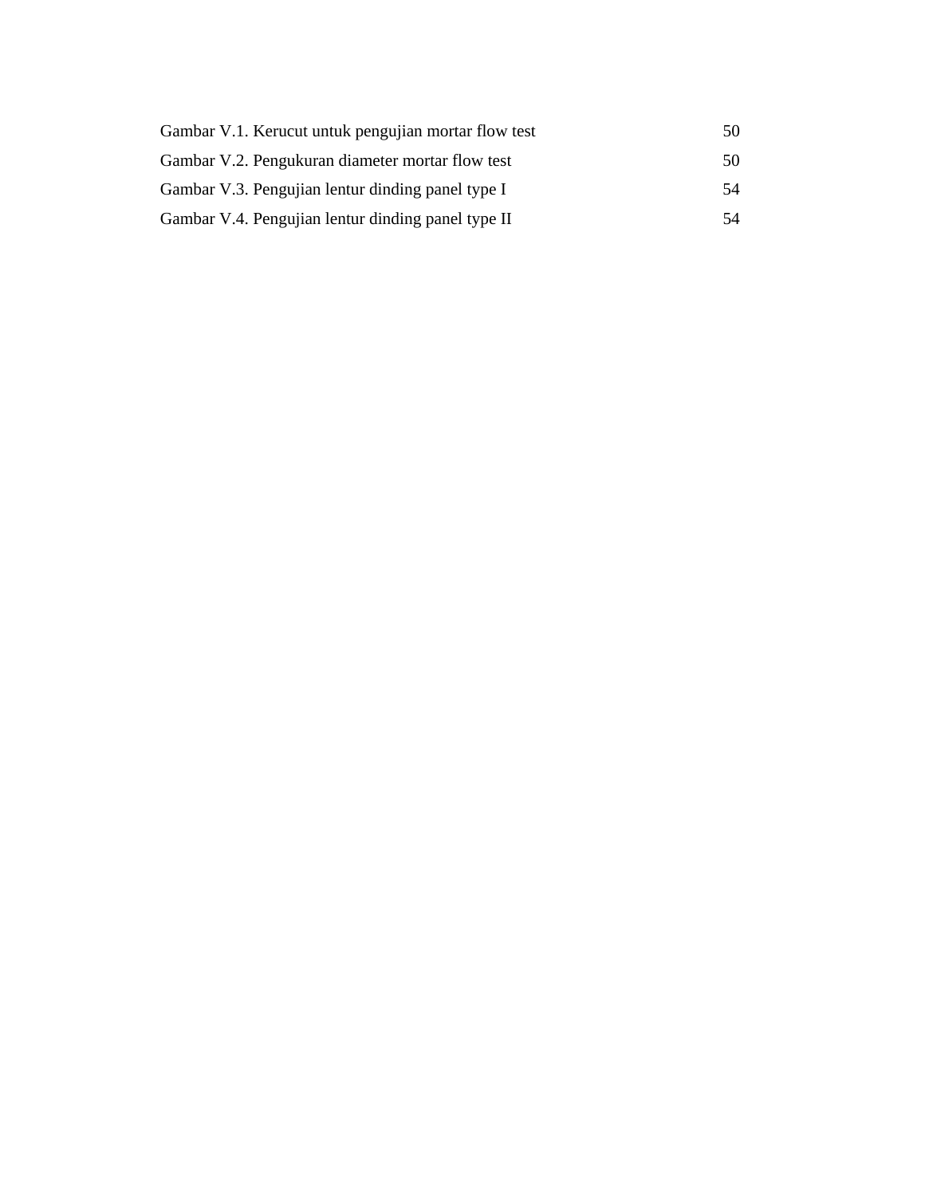| | |
|---|---|
| Gambar V.1. Kerucut untuk pengujian mortar flow test | 50 |
| Gambar V.2. Pengukuran diameter mortar flow test | 50 |
| Gambar V.3. Pengujian lentur dinding panel type I | 54 |
| Gambar V.4. Pengujian lentur dinding panel type II | 54 |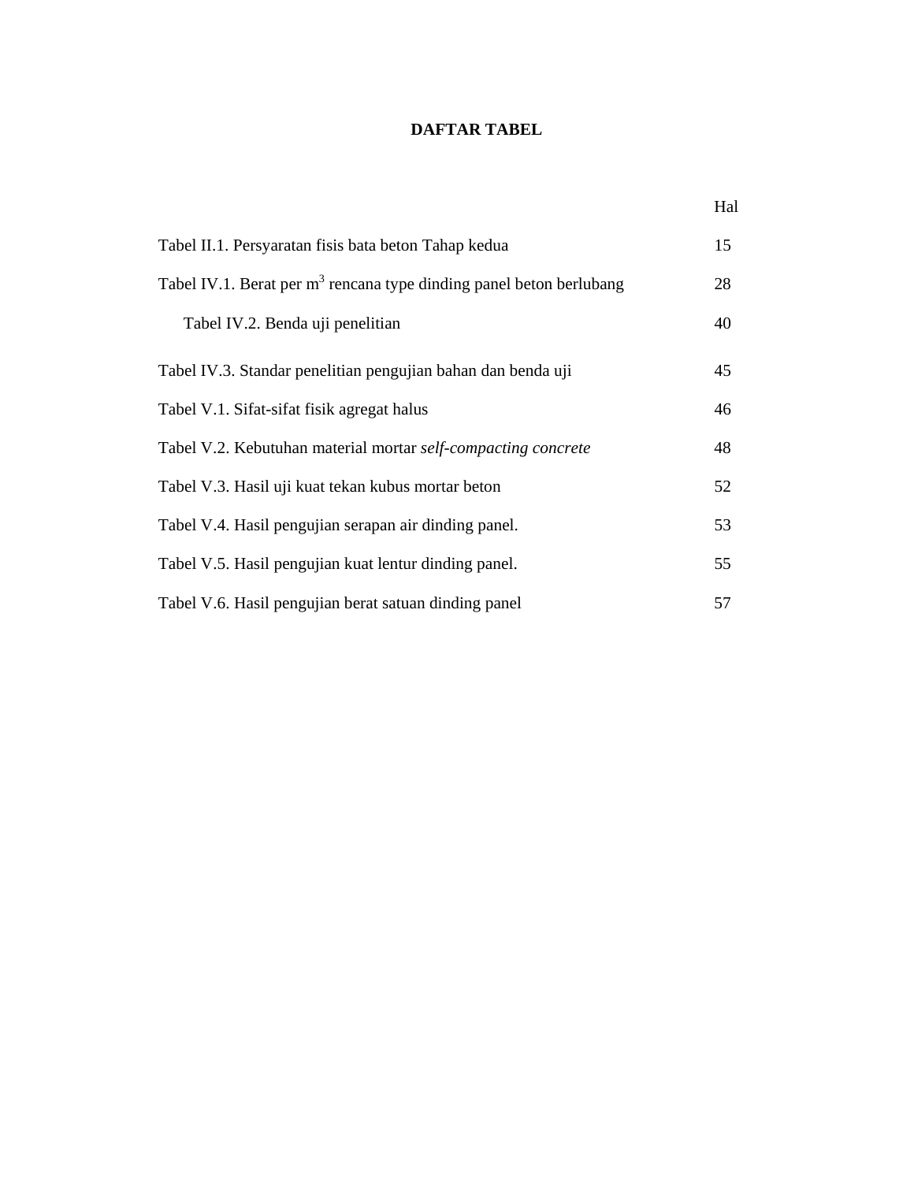# DAFTAR TABEL

| | Hal |
|---|---|
| Tabel II.1. Persyaratan fisis bata beton Tahap kedua | 15 |
| Tabel IV.1. Berat per $m^3$ rencana type dinding panel beton berlubang | 28 |
| Tabel IV.2. Benda uji penelitian | 40 |
| Tabel IV.3. Standar penelitian pengujian bahan dan benda uji | 45 |
| Tabel V.1. Sifat-sifat fisik agregat halus | 46 |
| Tabel V.2. Kebutuhan material mortar *self-compacting concrete* | 48 |
| Tabel V.3. Hasil uji kuat tekan kubus mortar beton | 52 |
| Tabel V.4. Hasil pengujian serapan air dinding panel. | 53 |
| Tabel V.5. Hasil pengujian kuat lentur dinding panel. | 55 |
| Tabel V.6. Hasil pengujian berat satuan dinding panel | 57 |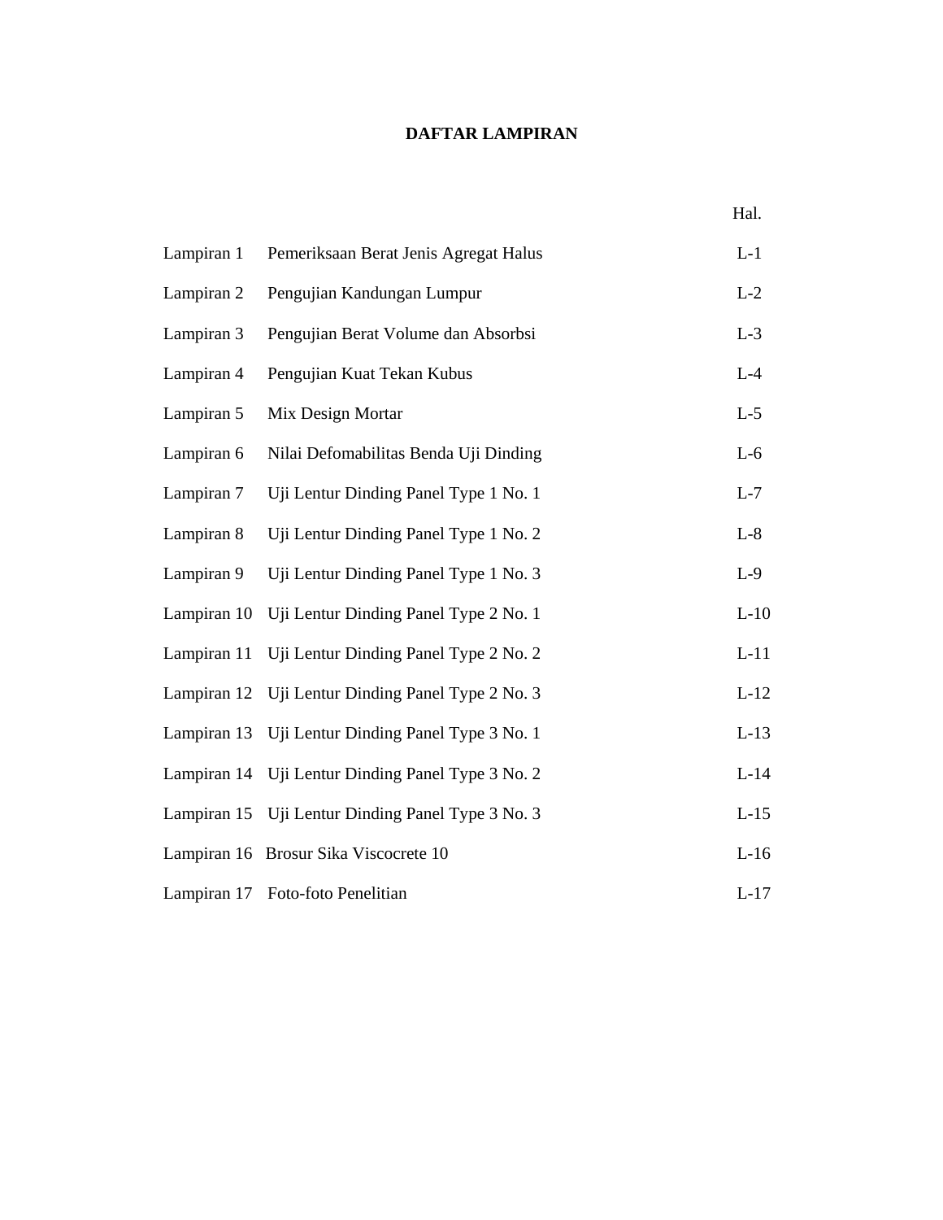# DAFTAR LAMPIRAN

| | | Hal. |
|---|---|---|
| Lampiran 1 | Pemeriksaan Berat Jenis Agregat Halus | L-1 |
| Lampiran 2 | Pengujian Kandungan Lumpur | L-2 |
| Lampiran 3 | Pengujian Berat Volume dan Absorbsi | L-3 |
| Lampiran 4 | Pengujian Kuat Tekan Kubus | L-4 |
| Lampiran 5 | Mix Design Mortar | L-5 |
| Lampiran 6 | Nilai Defomabilitas Benda Uji Dinding | L-6 |
| Lampiran 7 | Uji Lentur Dinding Panel Type 1 No. 1 | L-7 |
| Lampiran 8 | Uji Lentur Dinding Panel Type 1 No. 2 | L-8 |
| Lampiran 9 | Uji Lentur Dinding Panel Type 1 No. 3 | L-9 |
| Lampiran 10 | Uji Lentur Dinding Panel Type 2 No. 1 | L-10 |
| Lampiran 11 | Uji Lentur Dinding Panel Type 2 No. 2 | L-11 |
| Lampiran 12 | Uji Lentur Dinding Panel Type 2 No. 3 | L-12 |
| Lampiran 13 | Uji Lentur Dinding Panel Type 3 No. 1 | L-13 |
| Lampiran 14 | Uji Lentur Dinding Panel Type 3 No. 2 | L-14 |
| Lampiran 15 | Uji Lentur Dinding Panel Type 3 No. 3 | L-15 |
| Lampiran 16 | Brosur Sika Viscocrete 10 | L-16 |
| Lampiran 17 | Foto-foto Penelitian | L-17 |